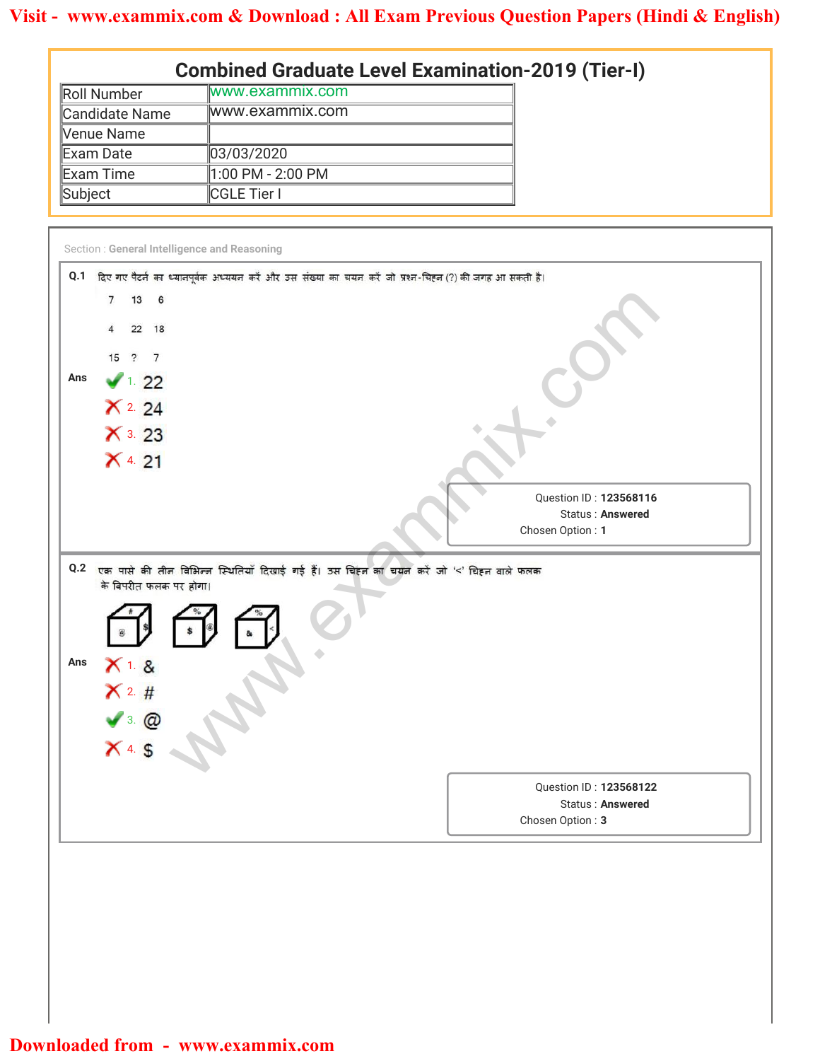# Combined Graduate Level Examination-2019 (Tier-I)

| | |
|---|---|
| Roll Number | www.exammix.com |
| Candidate Name | www.exammix.com |
| Venue Name | |
| Exam Date | 03/03/2020 |
| Exam Time | 1:00 PM - 2:00 PM |
| Subject | CGLE Tier I |

Section : **General Intelligence and Reasoning**

**Q.1** दिए गए पैटर्न का ध्यानपूर्वक अध्ययन करें और उस संख्या का चयन करें जो प्रश्न-चिह्न (?) की जगह आ सकती है।

| | | |
|---|---|---|
| 7 | 13 | 6 |
| 4 | 22 | 18 |
| 15 | ? | 7 |

**Ans**

✔ 1. 22

✘ 2. 24

✘ 3. 23

✘ 4. 21

Question ID : **123568116**
Status : **Answered**
Chosen Option : **1**

**Q.2** एक पासे की तीन विभिन्न स्थितियाँ दिखाई गई हैं। उस चिह्न का चयन करें जो '<' चिह्न वाले फलक के विपरीत फलक पर होगा।

**Ans**

✘ 1. &

✘ 2. #

✔ 3. @

✘ 4. $

Question ID : **123568122**
Status : **Answered**
Chosen Option : **3**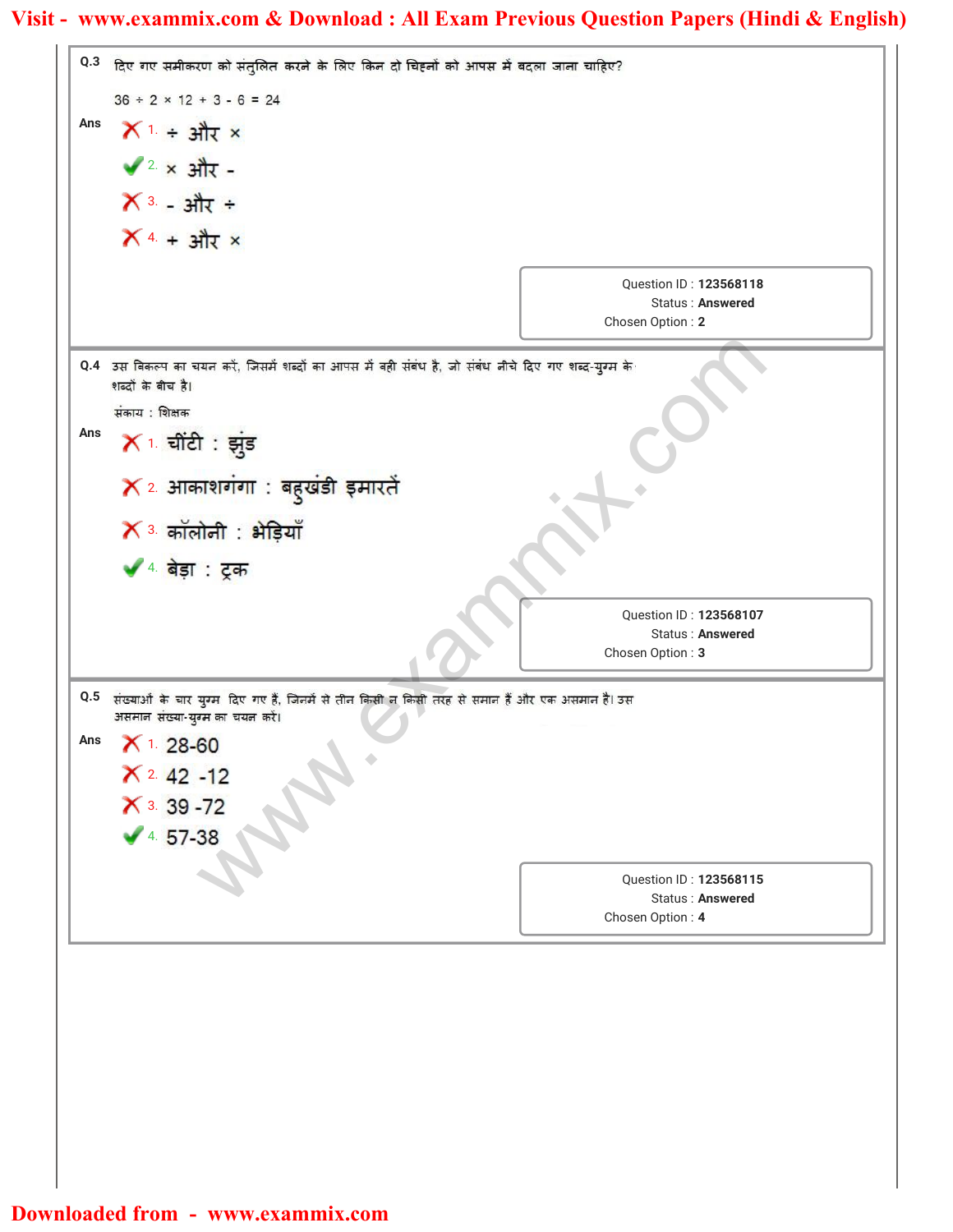**Q.3** दिए गए समीकरण को संतुलित करने के लिए किन दो चिह्नों को आपस में बदला जाना चाहिए?

36 ÷ 2 × 12 + 3 - 6 = 24

**Ans**

✗ 1. ÷ और ×

✓ 2. × और -

✗ 3. - और ÷

✗ 4. + और ×

Question ID : **123568118**
Status : **Answered**
Chosen Option : **2**

---

**Q.4** उस विकल्प का चयन करें, जिसमें शब्दों का आपस में वही संबंध है, जो संबंध नीचे दिए गए शब्द-युग्म के शब्दों के बीच है।

संकाय : शिक्षक

**Ans**

✗ 1. चींटी : झुंड

✗ 2. आकाशगंगा : बहुखंडी इमारतें

✗ 3. कॉलोनी : भेड़ियाँ

✓ 4. बेड़ा : ट्रक

Question ID : **123568107**
Status : **Answered**
Chosen Option : **3**

---

**Q.5** संख्याओं के चार युग्म दिए गए हैं, जिनमें से तीन किसी न किसी तरह से समान हैं और एक असमान है। उस असमान संख्या-युग्म का चयन करें।

**Ans**

✗ 1. 28-60

✗ 2. 42 -12

✗ 3. 39 -72

✓ 4. 57-38

Question ID : **123568115**
Status : **Answered**
Chosen Option : **4**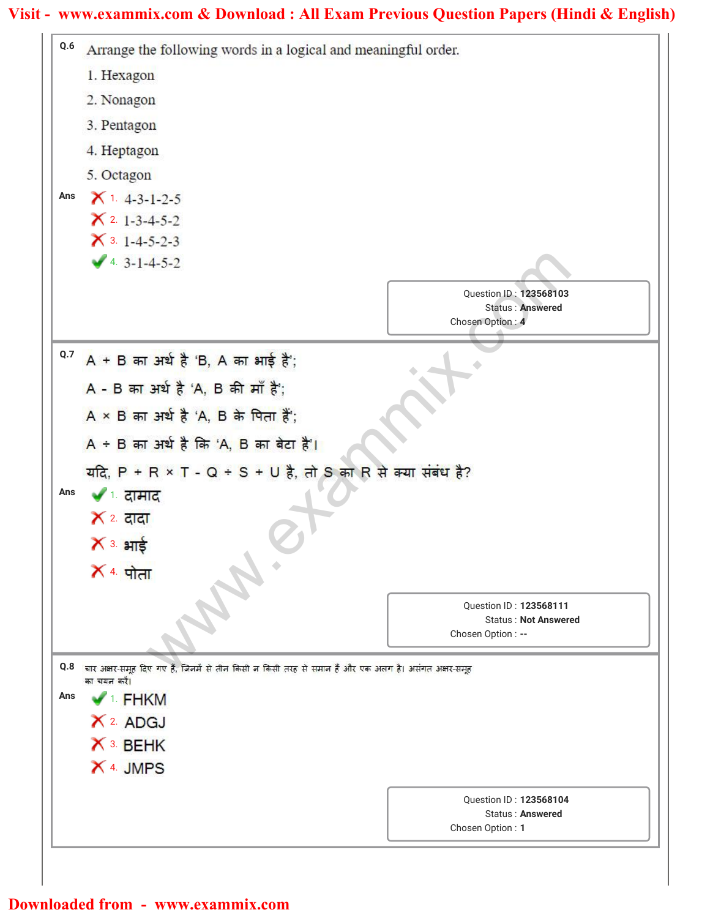**Q.6** Arrange the following words in a logical and meaningful order.

1. Hexagon
2. Nonagon
3. Pentagon
4. Heptagon
5. Octagon

**Ans**

✗ 1. 4-3-1-2-5

✗ 2. 1-3-4-5-2

✗ 3. 1-4-5-2-3

✓ 4. 3-1-4-5-2

Question ID : **123568103**
Status : **Answered**
Chosen Option : **4**

---

**Q.7** A + B का अर्थ है 'B, A का भाई है';

A - B का अर्थ है 'A, B की माँ है';

A × B का अर्थ है 'A, B के पिता हैं';

A ÷ B का अर्थ है कि 'A, B का बेटा है'।

यदि, P + R × T - Q ÷ S + U है, तो S का R से क्या संबंध है?

**Ans**

✓ 1. दामाद

✗ 2. दादा

✗ 3. भाई

✗ 4. पोता

Question ID : **123568111**
Status : **Not Answered**
Chosen Option : --

---

**Q.8** चार अक्षर-समूह दिए गए हैं, जिनमें से तीन किसी न किसी तरह से समान हैं और एक अलग है। असंगत अक्षर-समूह का चयन करें।

**Ans**

✓ 1. FHKM

✗ 2. ADGJ

✗ 3. BEHK

✗ 4. JMPS

Question ID : **123568104**
Status : **Answered**
Chosen Option : **1**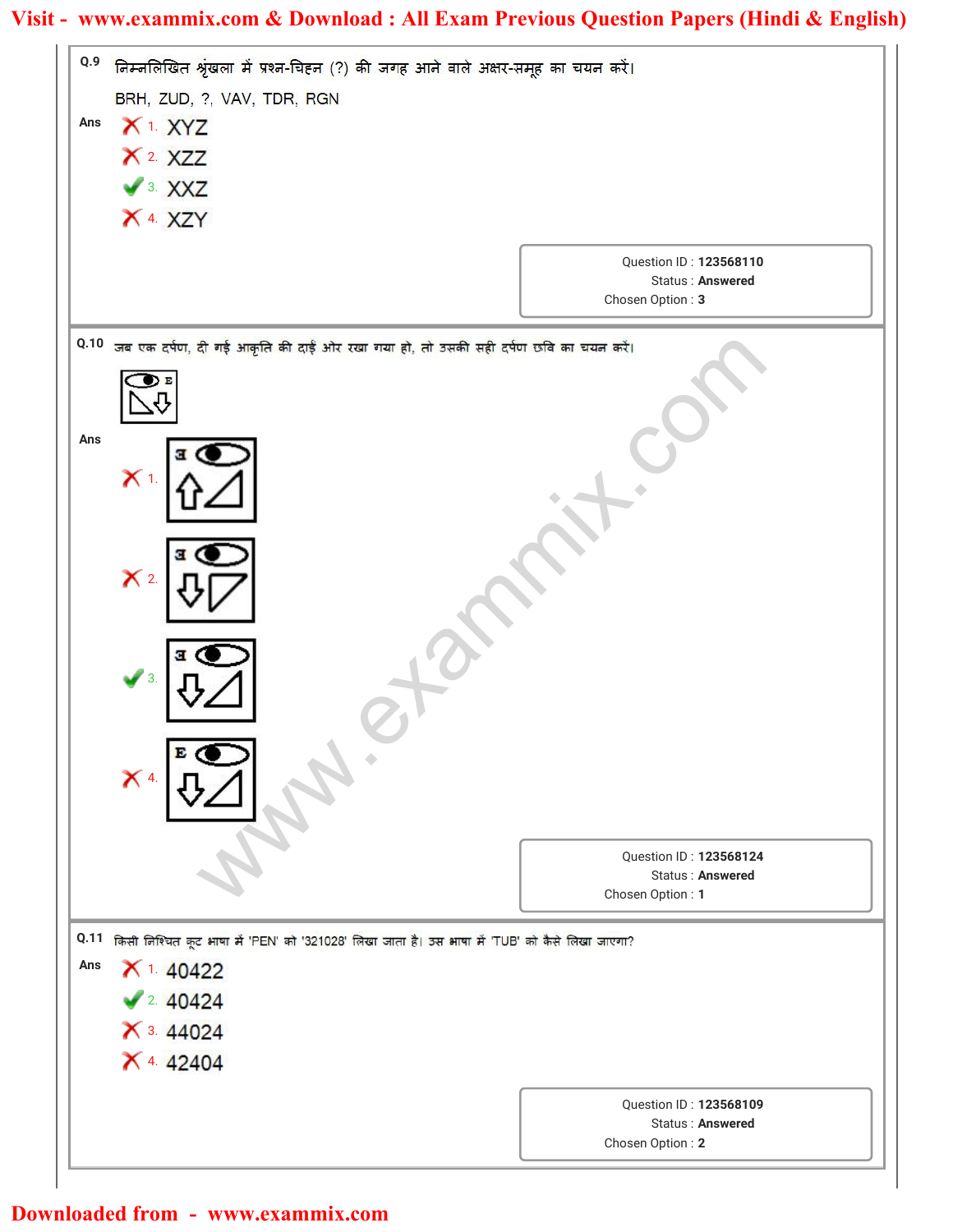Q.9 निम्नलिखित श्रृंखला में प्रश्न-चिह्न (?) की जगह आने वाले अक्षर-समूह का चयन करें।

BRH, ZUD, ?, VAV, TDR, RGN

Ans

1. XYZ
2. XZZ
3. XXZ ✔
4. XZY

Question ID : 123568110
Status : Answered
Chosen Option : 3

Q.10 जब एक दर्पण, दी गई आकृति की दाईं ओर रखा गया हो, तो उसकी सही दर्पण छवि का चयन करें।

Ans

1.
2.
3. ✔
4.

Question ID : 123568124
Status : Answered
Chosen Option : 1

Q.11 किसी निश्चित कूट भाषा में 'PEN' को '321028' लिखा जाता है। उस भाषा में 'TUB' को कैसे लिखा जाएगा?

Ans

1. 40422
2. 40424 ✔
3. 44024
4. 42404

Question ID : 123568109
Status : Answered
Chosen Option : 2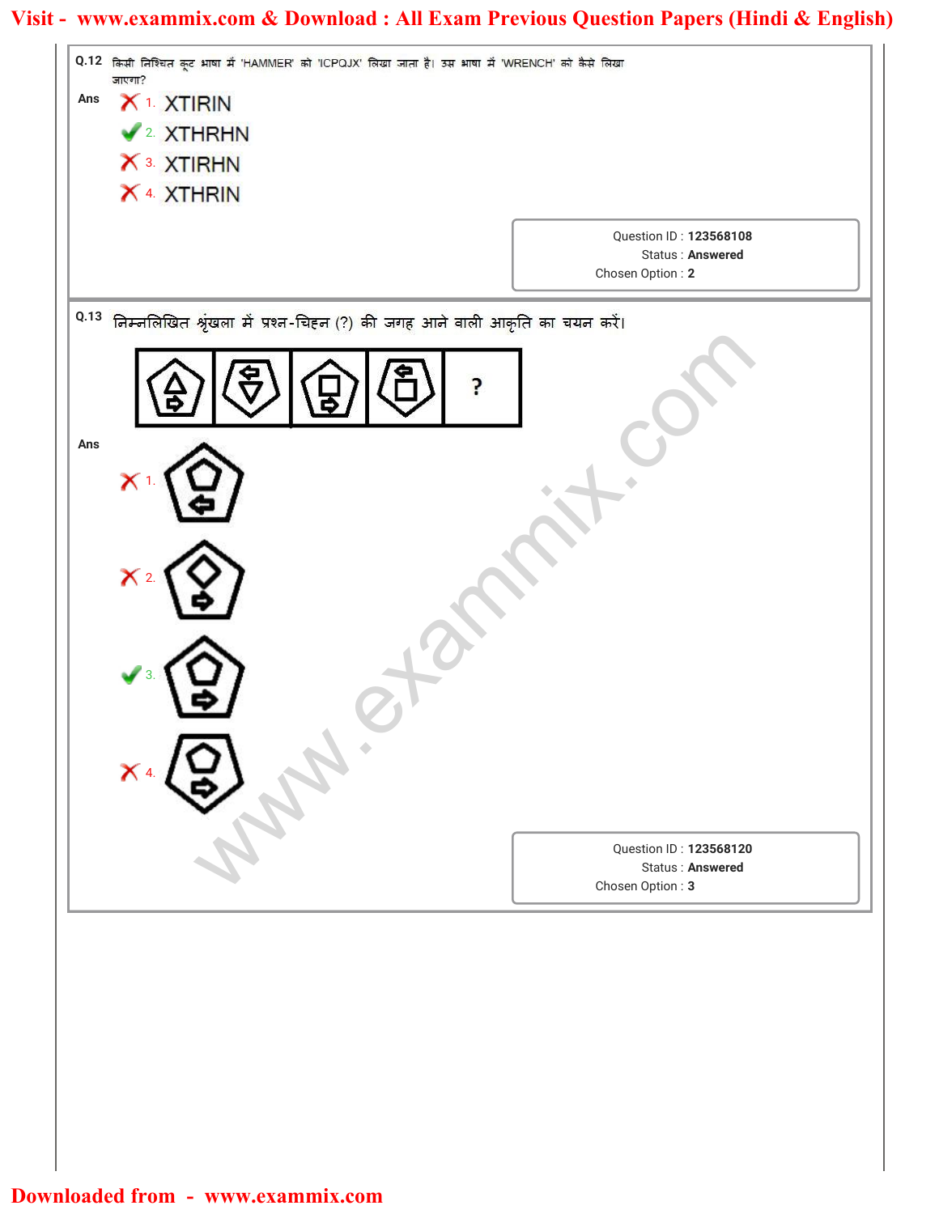Q.12 किसी निश्चित कूट भाषा में 'HAMMER' को 'ICPQJX' लिखा जाता है। उस भाषा में 'WRENCH' को कैसे लिखा जाएगा?

Ans

1. XTIRIN

2. XTHRHN

3. XTIRHN

4. XTHRIN

Question ID : 123568108
Status : Answered
Chosen Option : 2

Q.13 निम्नलिखित श्रृंखला में प्रश्न-चिह्न (?) की जगह आने वाली आकृति का चयन करें।

?

Ans

1.

2.

3.

4.

Question ID : 123568120
Status : Answered
Chosen Option : 3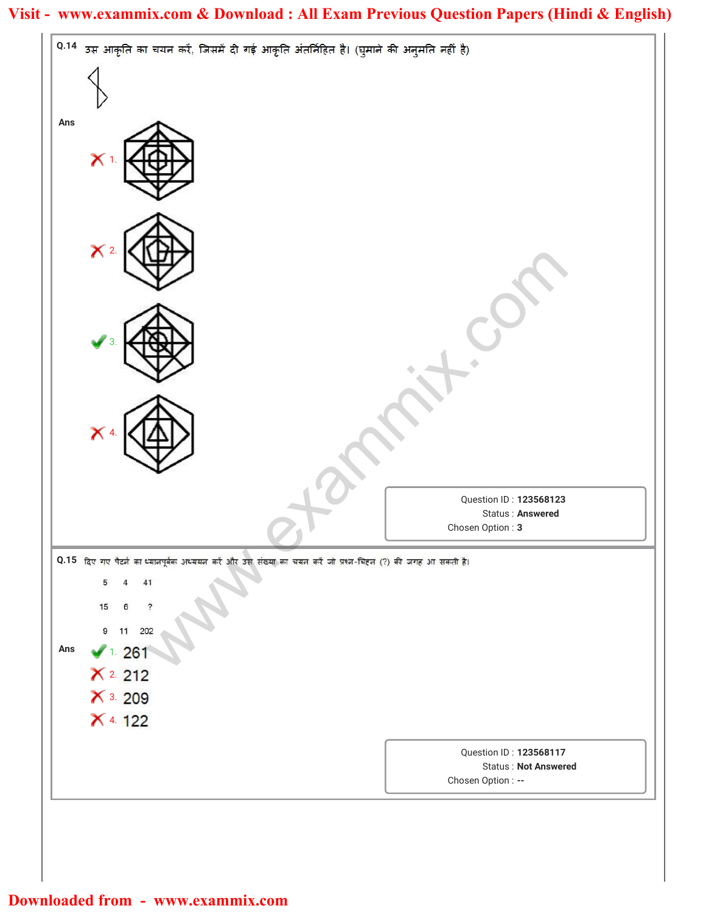**Q.14** उस आकृति का चयन करें, जिसमें दी गई आकृति अंतर्निहित है। (घुमाने की अनुमति नहीं है)

Ans

✗ 1.

✗ 2.

✓ 3.

✗ 4.

Question ID : **123568123**
Status : **Answered**
Chosen Option : **3**

---

**Q.15** दिए गए पैटर्न का ध्यानपूर्वक अध्ययन करें और उस संख्या का चयन करें जो प्रश्न-चिह्न (?) की जगह आ सकती है।

| | | |
|---|---|---|
| 5 | 4 | 41 |
| 15 | 6 | ? |
| 9 | 11 | 202 |

Ans

✓ 1. 261

✗ 2. 212

✗ 3. 209

✗ 4. 122

Question ID : **123568117**
Status : **Not Answered**
Chosen Option : --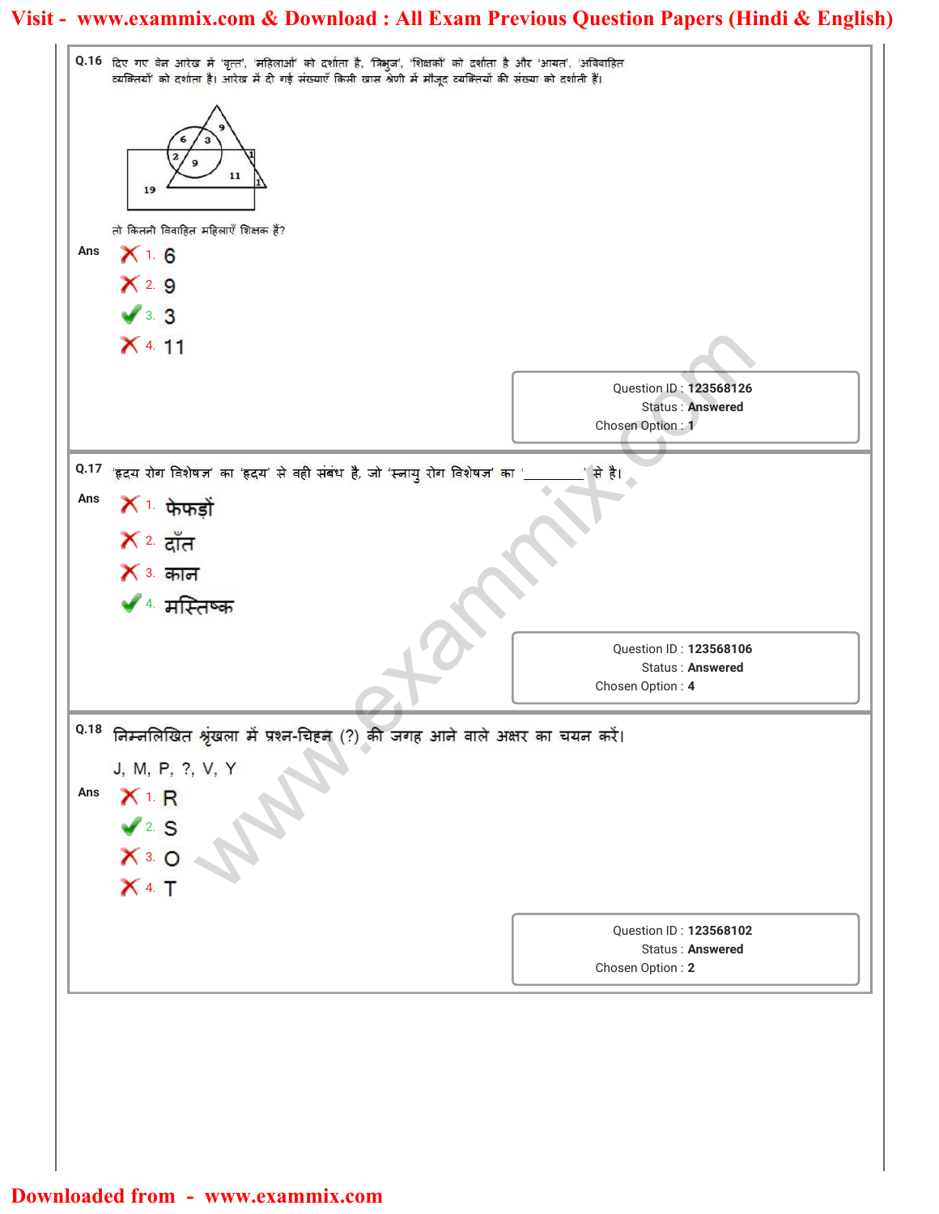**Q.16** दिए गए वेन आरेख में 'वृत्त', 'महिलाओं' को दर्शाता है, 'त्रिभुज', 'शिक्षकों' को दर्शाता है और 'आयत', 'अविवाहित व्यक्तियों' को दर्शाता है। आरेख में दी गई संख्याएँ किसी खास श्रेणी में मौजूद व्यक्तियों की संख्या को दर्शाती हैं।

9
6
3
2
9
1
11
19
1

तो कितनी विवाहित महिलाएँ शिक्षक हैं?

**Ans**

1. 6
2. 9
3. 3 ✔
4. 11

Question ID : **123568126**
Status : **Answered**
Chosen Option : **1**

---

**Q.17** 'हृदय रोग विशेषज्ञ' का 'हृदय' से वही संबंध है, जो 'स्नायु रोग विशेषज्ञ' का '________' से है।

**Ans**

1. फेफड़ों
2. दाँत
3. कान
4. मस्तिष्क ✔

Question ID : **123568106**
Status : **Answered**
Chosen Option : **4**

---

**Q.18** निम्नलिखित श्रृंखला में प्रश्न-चिह्न (?) की जगह आने वाले अक्षर का चयन करें।

J, M, P, ?, V, Y

**Ans**

1. R
2. S ✔
3. O
4. T

Question ID : **123568102**
Status : **Answered**
Chosen Option : **2**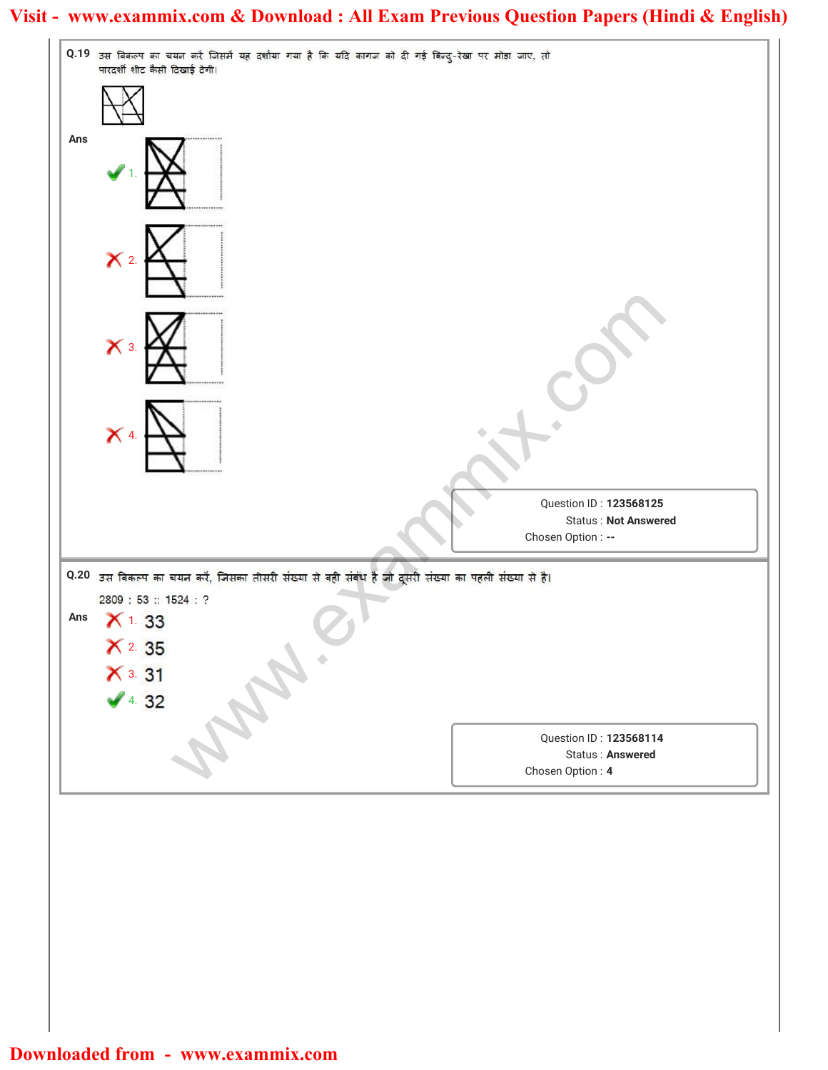**Q.19** उस विकल्प का चयन करें जिसमें यह दर्शाया गया है कि यदि कागज को दी गई बिन्दु-रेखा पर मोड़ा जाए, तो पारदर्शी शीट कैसी दिखाई देगी।

**Ans**

✔ 1.

✗ 2.

✗ 3.

✗ 4.

Question ID : **123568125**
Status : **Not Answered**
Chosen Option : **--**

**Q.20** उस विकल्प का चयन करें, जिसका तीसरी संख्या से वही संबंध है जो दूसरी संख्या का पहली संख्या से है।

2809 : 53 :: 1524 : ?

**Ans**

✗ 1. 33

✗ 2. 35

✗ 3. 31

✔ 4. 32

Question ID : **123568114**
Status : **Answered**
Chosen Option : **4**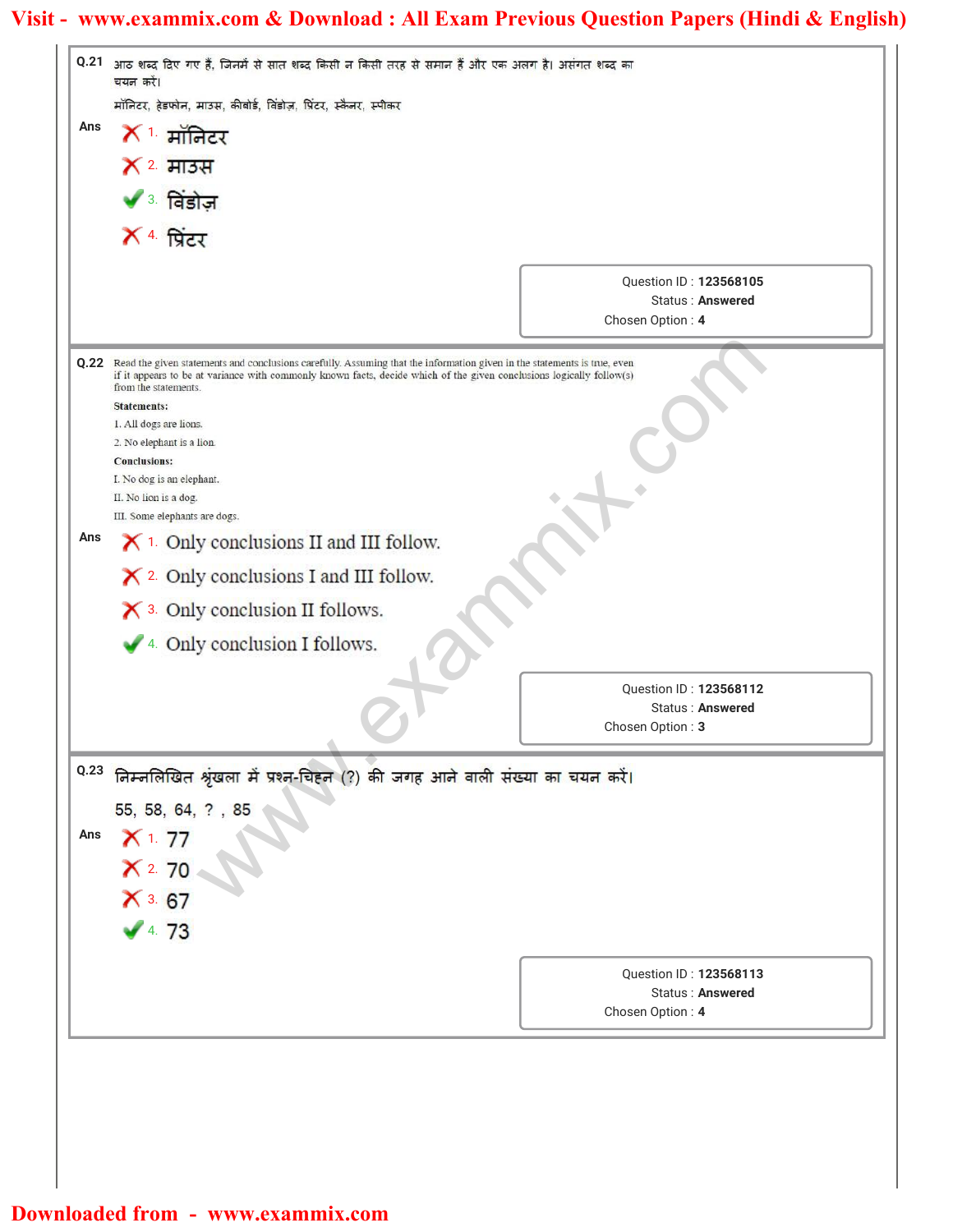**Q.21** आठ शब्द दिए गए हैं, जिनमें से सात शब्द किसी न किसी तरह से समान हैं और एक अलग है। असंगत शब्द का चयन करें।

मॉनिटर, हेडफोन, माउस, कीबोर्ड, विंडोज़, प्रिंटर, स्कैनर, स्पीकर

**Ans**

✗ 1. मॉनिटर

✗ 2. माउस

✓ 3. विंडोज़

✗ 4. प्रिंटर

Question ID : **123568105**
Status : **Answered**
Chosen Option : **4**

---

**Q.22** Read the given statements and conclusions carefully. Assuming that the information given in the statements is true, even if it appears to be at variance with commonly known facts, decide which of the given conclusions logically follow(s) from the statements.

**Statements:**

1. All dogs are lions.
2. No elephant is a lion.

**Conclusions:**

I. No dog is an elephant.

II. No lion is a dog.

III. Some elephants are dogs.

**Ans**

✗ 1. Only conclusions II and III follow.

✗ 2. Only conclusions I and III follow.

✗ 3. Only conclusion II follows.

✓ 4. Only conclusion I follows.

Question ID : **123568112**
Status : **Answered**
Chosen Option : **3**

---

**Q.23** निम्नलिखित श्रृंखला में प्रश्न-चिह्न (?) की जगह आने वाली संख्या का चयन करें।

55, 58, 64, ? , 85

**Ans**

✗ 1. 77

✗ 2. 70

✗ 3. 67

✓ 4. 73

Question ID : **123568113**
Status : **Answered**
Chosen Option : **4**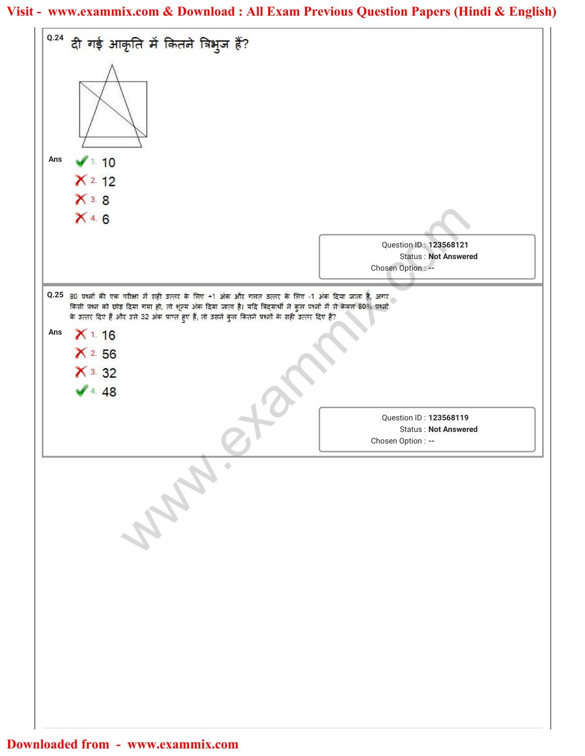Q.24 दी गई आकृति में कितने त्रिभुज हैं?

Ans

1. 10 ✓
2. 12 ✗
3. 8 ✗
4. 6 ✗

Question ID : 123568121
Status : Not Answered
Chosen Option : --

Q.25 80 प्रश्नों की एक परीक्षा में सही उत्तर के लिए +1 अंक और गलत उत्तर के लिए -1 अंक दिया जाता है, अगर किसी प्रश्न को छोड़ दिया गया हो, तो शून्य अंक दिया जाता है। यदि विद्यार्थी ने कुल प्रश्नों में से केवल 80% प्रश्नों के उत्तर दिए हैं और उसे 32 अंक प्राप्त हुए हैं, तो उसने कुल कितने प्रश्नों के सही उत्तर दिए हैं?

Ans

1. 16 ✗
2. 56 ✗
3. 32 ✗
4. 48 ✓

Question ID : 123568119
Status : Not Answered
Chosen Option : --